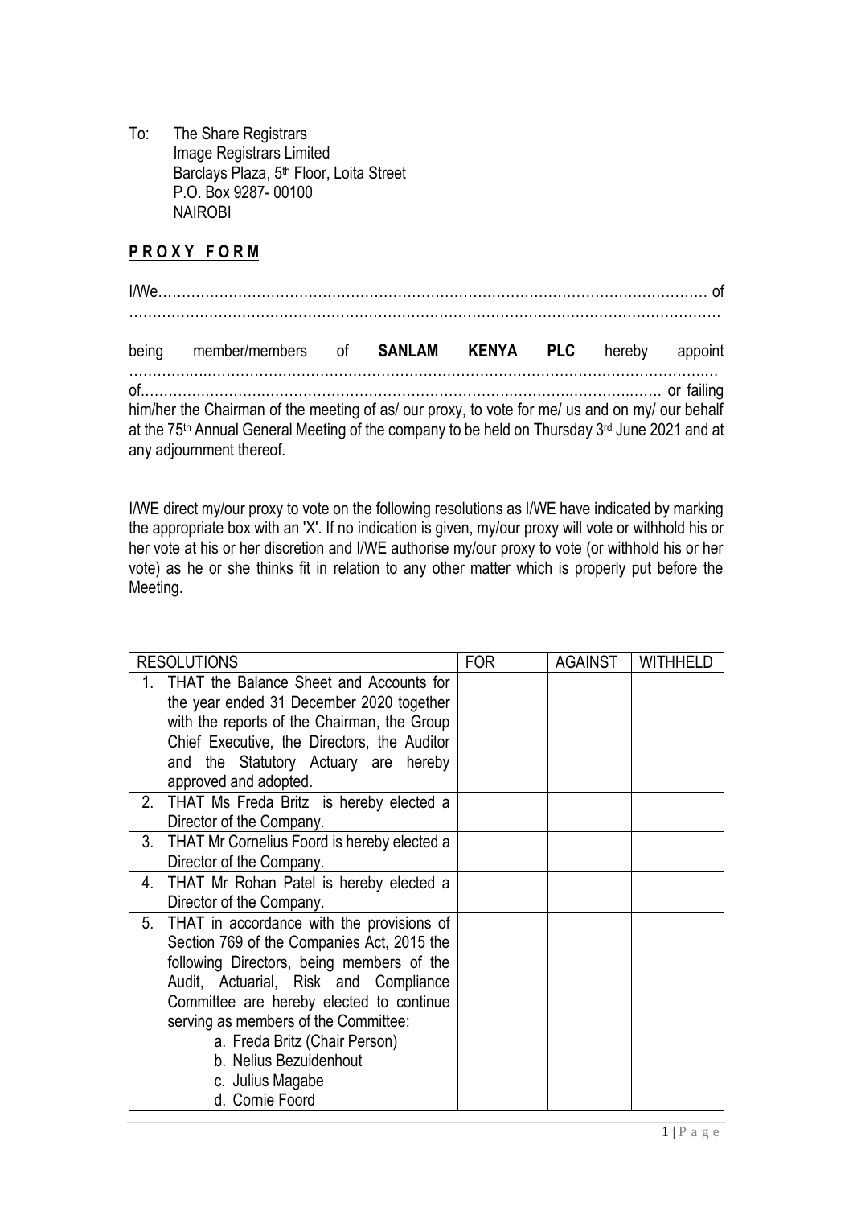To: The Share Registrars
Image Registrars Limited
Barclays Plaza, 5th Floor, Loita Street
P.O. Box 9287- 00100
NAIROBI

## **PROXY FORM**

I/We……………………………………………………………………………………………………… of
……………………………………………………………………………………………………………

being member/members of **SANLAM KENYA PLC** hereby appoint
……………………………………………………………………………………………………………
of………………………………………………………………………………………………… or failing him/her the Chairman of the meeting of as/ our proxy, to vote for me/ us and on my/ our behalf at the 75th Annual General Meeting of the company to be held on Thursday 3rd June 2021 and at any adjournment thereof.

I/WE direct my/our proxy to vote on the following resolutions as I/WE have indicated by marking the appropriate box with an 'X'. If no indication is given, my/our proxy will vote or withhold his or her vote at his or her discretion and I/WE authorise my/our proxy to vote (or withhold his or her vote) as he or she thinks fit in relation to any other matter which is properly put before the Meeting.

| RESOLUTIONS | FOR | AGAINST | WITHHELD |
|---|---|---|---|
| 1. THAT the Balance Sheet and Accounts for the year ended 31 December 2020 together with the reports of the Chairman, the Group Chief Executive, the Directors, the Auditor and the Statutory Actuary are hereby approved and adopted. | | | |
| 2. THAT Ms Freda Britz is hereby elected a Director of the Company. | | | |
| 3. THAT Mr Cornelius Foord is hereby elected a Director of the Company. | | | |
| 4. THAT Mr Rohan Patel is hereby elected a Director of the Company. | | | |
| 5. THAT in accordance with the provisions of Section 769 of the Companies Act, 2015 the following Directors, being members of the Audit, Actuarial, Risk and Compliance Committee are hereby elected to continue serving as members of the Committee: a. Freda Britz (Chair Person) b. Nelius Bezuidenhout c. Julius Magabe d. Cornie Foord | | | |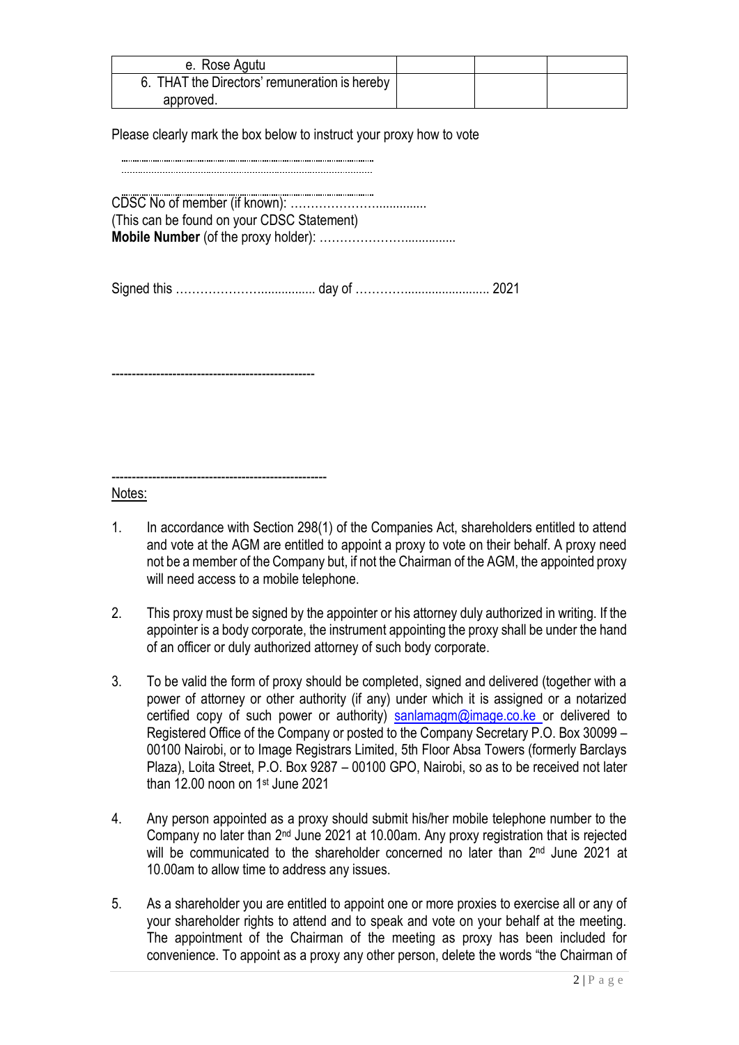| e. Rose Agutu | | | |
|---|---|---|---|
| 6. THAT the Directors' remuneration is hereby approved. | | | |

Please clearly mark the box below to instruct your proxy how to vote

CDSC No of member (if known): ……………………..............

(This can be found on your CDSC Statement)

**Mobile Number** (of the proxy holder): ……………………..............

Signed this ……………………............... day of ………….......................... 2021

-------------------------------------------------

---------------------------------------------------

Notes:

1. In accordance with Section 298(1) of the Companies Act, shareholders entitled to attend and vote at the AGM are entitled to appoint a proxy to vote on their behalf. A proxy need not be a member of the Company but, if not the Chairman of the AGM, the appointed proxy will need access to a mobile telephone.

2. This proxy must be signed by the appointer or his attorney duly authorized in writing. If the appointer is a body corporate, the instrument appointing the proxy shall be under the hand of an officer or duly authorized attorney of such body corporate.

3. To be valid the form of proxy should be completed, signed and delivered (together with a power of attorney or other authority (if any) under which it is assigned or a notarized certified copy of such power or authority) sanlamagm@image.co.ke or delivered to Registered Office of the Company or posted to the Company Secretary P.O. Box 30099 – 00100 Nairobi, or to Image Registrars Limited, 5th Floor Absa Towers (formerly Barclays Plaza), Loita Street, P.O. Box 9287 – 00100 GPO, Nairobi, so as to be received not later than 12.00 noon on 1st June 2021

4. Any person appointed as a proxy should submit his/her mobile telephone number to the Company no later than 2nd June 2021 at 10.00am. Any proxy registration that is rejected will be communicated to the shareholder concerned no later than 2nd June 2021 at 10.00am to allow time to address any issues.

5. As a shareholder you are entitled to appoint one or more proxies to exercise all or any of your shareholder rights to attend and to speak and vote on your behalf at the meeting. The appointment of the Chairman of the meeting as proxy has been included for convenience. To appoint as a proxy any other person, delete the words "the Chairman of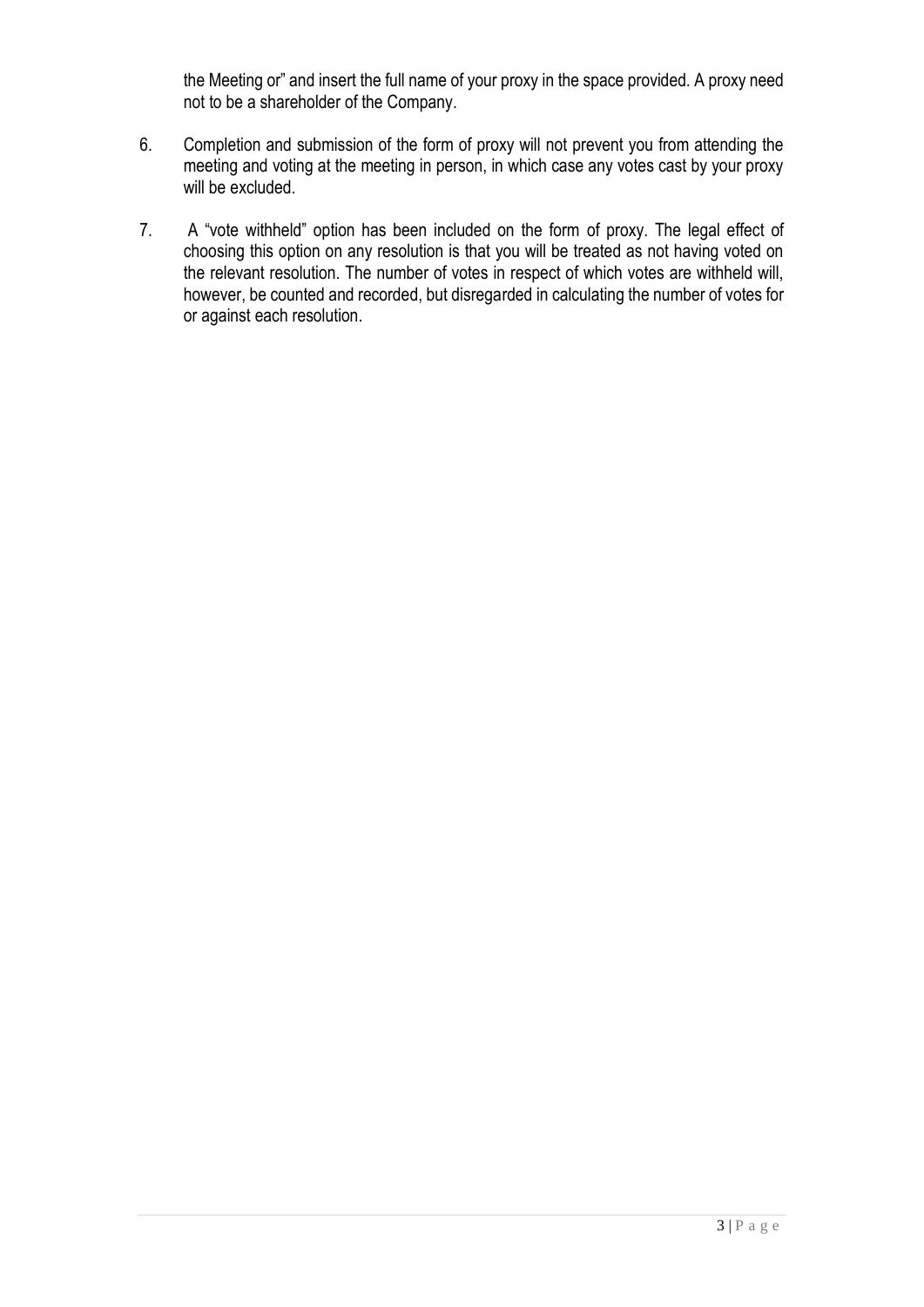the Meeting or" and insert the full name of your proxy in the space provided. A proxy need not to be a shareholder of the Company.

6. Completion and submission of the form of proxy will not prevent you from attending the meeting and voting at the meeting in person, in which case any votes cast by your proxy will be excluded.

7. A "vote withheld" option has been included on the form of proxy. The legal effect of choosing this option on any resolution is that you will be treated as not having voted on the relevant resolution. The number of votes in respect of which votes are withheld will, however, be counted and recorded, but disregarded in calculating the number of votes for or against each resolution.